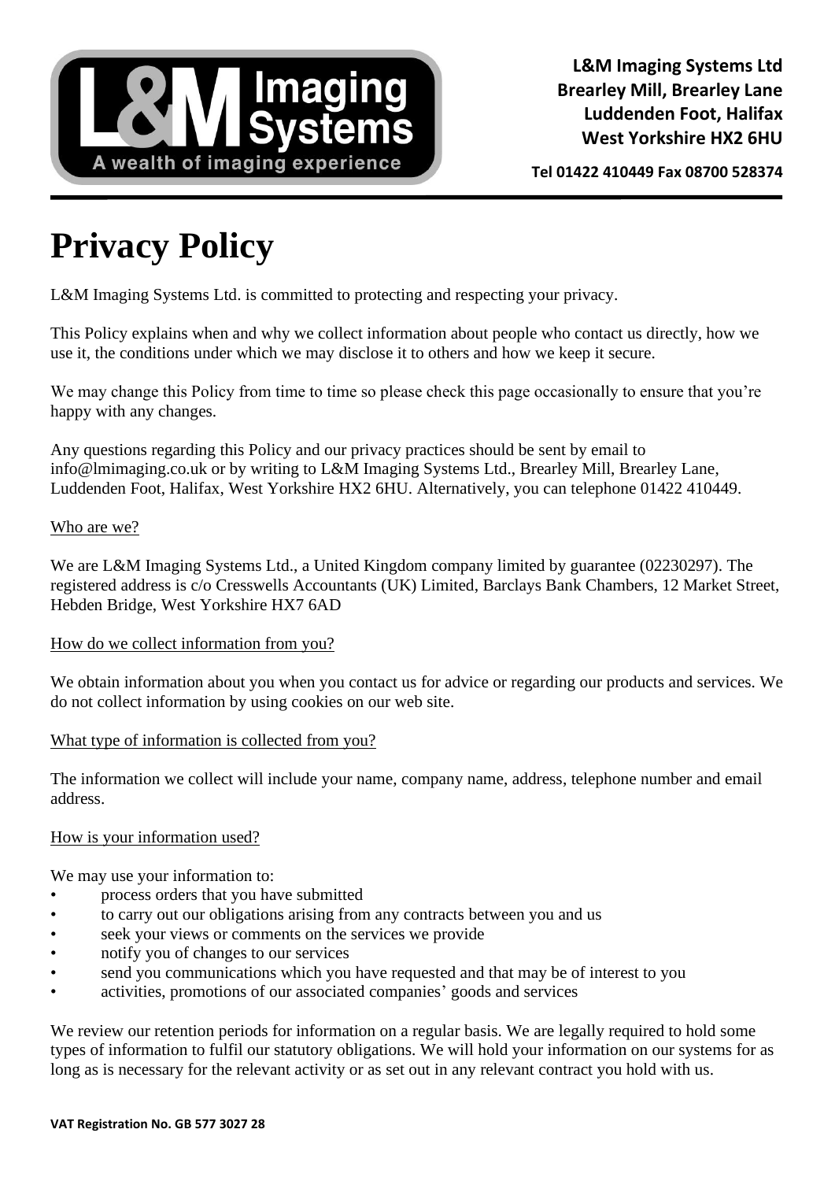**L&M Imaging Systems Ltd**
**Brearley Mill, Brearley Lane**
**Luddenden Foot, Halifax**
**West Yorkshire HX2 6HU**

**Tel 01422 410449 Fax 08700 528374**

# Privacy Policy

L&M Imaging Systems Ltd. is committed to protecting and respecting your privacy.

This Policy explains when and why we collect information about people who contact us directly, how we use it, the conditions under which we may disclose it to others and how we keep it secure.

We may change this Policy from time to time so please check this page occasionally to ensure that you're happy with any changes.

Any questions regarding this Policy and our privacy practices should be sent by email to info@lmimaging.co.uk or by writing to L&M Imaging Systems Ltd., Brearley Mill, Brearley Lane, Luddenden Foot, Halifax, West Yorkshire HX2 6HU. Alternatively, you can telephone 01422 410449.

## Who are we?

We are L&M Imaging Systems Ltd., a United Kingdom company limited by guarantee (02230297). The registered address is c/o Cresswells Accountants (UK) Limited, Barclays Bank Chambers, 12 Market Street, Hebden Bridge, West Yorkshire HX7 6AD

## How do we collect information from you?

We obtain information about you when you contact us for advice or regarding our products and services. We do not collect information by using cookies on our web site.

## What type of information is collected from you?

The information we collect will include your name, company name, address, telephone number and email address.

## How is your information used?

We may use your information to:

- process orders that you have submitted
- to carry out our obligations arising from any contracts between you and us
- seek your views or comments on the services we provide
- notify you of changes to our services
- send you communications which you have requested and that may be of interest to you
- activities, promotions of our associated companies' goods and services

We review our retention periods for information on a regular basis. We are legally required to hold some types of information to fulfil our statutory obligations. We will hold your information on our systems for as long as is necessary for the relevant activity or as set out in any relevant contract you hold with us.

**VAT Registration No. GB 577 3027 28**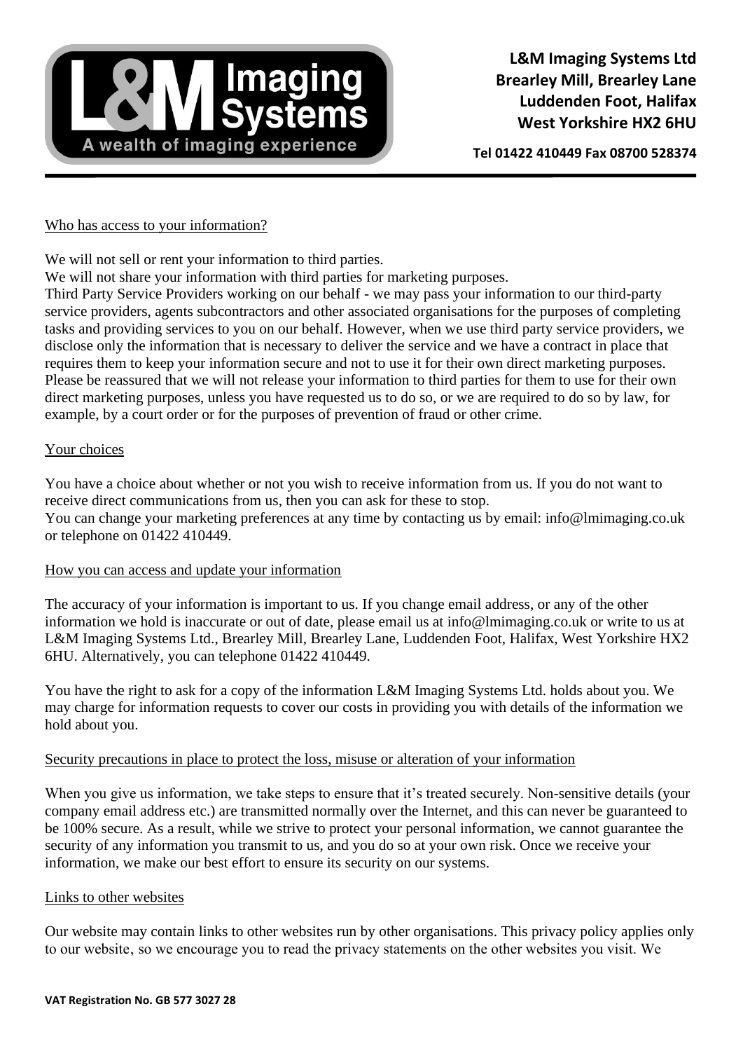## Who has access to your information?

We will not sell or rent your information to third parties.

We will not share your information with third parties for marketing purposes.

Third Party Service Providers working on our behalf - we may pass your information to our third-party service providers, agents subcontractors and other associated organisations for the purposes of completing tasks and providing services to you on our behalf. However, when we use third party service providers, we disclose only the information that is necessary to deliver the service and we have a contract in place that requires them to keep your information secure and not to use it for their own direct marketing purposes. Please be reassured that we will not release your information to third parties for them to use for their own direct marketing purposes, unless you have requested us to do so, or we are required to do so by law, for example, by a court order or for the purposes of prevention of fraud or other crime.

## Your choices

You have a choice about whether or not you wish to receive information from us. If you do not want to receive direct communications from us, then you can ask for these to stop.

You can change your marketing preferences at any time by contacting us by email: info@lmimaging.co.uk or telephone on 01422 410449.

## How you can access and update your information

The accuracy of your information is important to us. If you change email address, or any of the other information we hold is inaccurate or out of date, please email us at info@lmimaging.co.uk or write to us at L&M Imaging Systems Ltd., Brearley Mill, Brearley Lane, Luddenden Foot, Halifax, West Yorkshire HX2 6HU. Alternatively, you can telephone 01422 410449.

You have the right to ask for a copy of the information L&M Imaging Systems Ltd. holds about you. We may charge for information requests to cover our costs in providing you with details of the information we hold about you.

## Security precautions in place to protect the loss, misuse or alteration of your information

When you give us information, we take steps to ensure that it's treated securely. Non-sensitive details (your company email address etc.) are transmitted normally over the Internet, and this can never be guaranteed to be 100% secure. As a result, while we strive to protect your personal information, we cannot guarantee the security of any information you transmit to us, and you do so at your own risk. Once we receive your information, we make our best effort to ensure its security on our systems.

## Links to other websites

Our website may contain links to other websites run by other organisations. This privacy policy applies only to our website, so we encourage you to read the privacy statements on the other websites you visit. We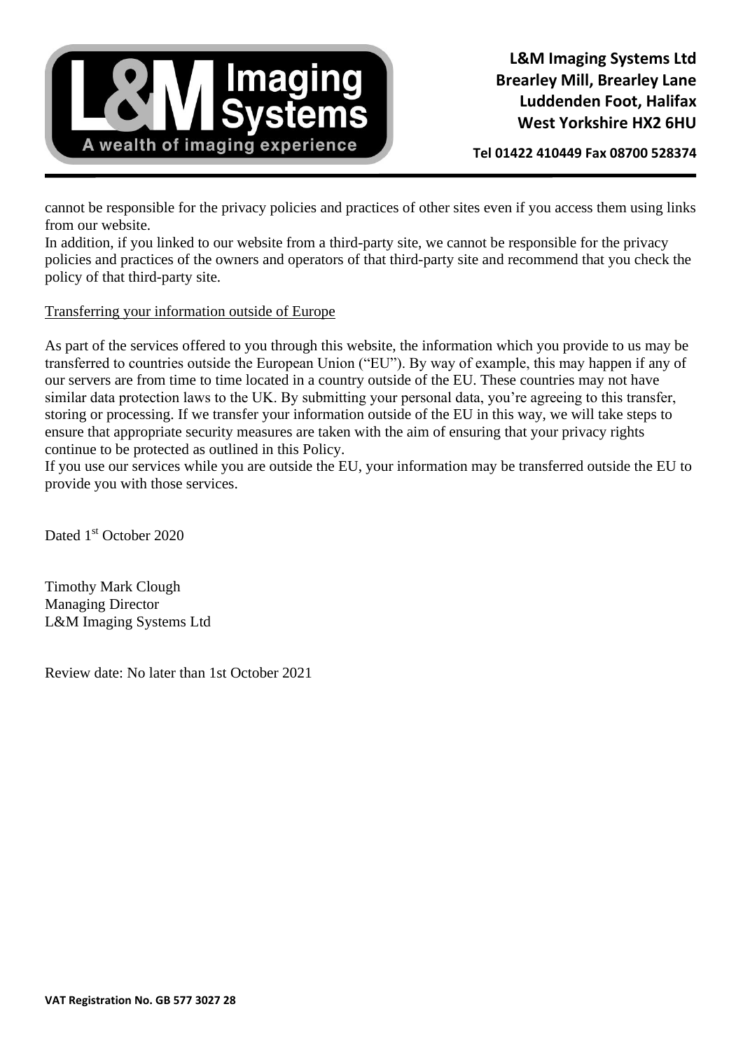cannot be responsible for the privacy policies and practices of other sites even if you access them using links from our website.
In addition, if you linked to our website from a third-party site, we cannot be responsible for the privacy policies and practices of the owners and operators of that third-party site and recommend that you check the policy of that third-party site.

Transferring your information outside of Europe

As part of the services offered to you through this website, the information which you provide to us may be transferred to countries outside the European Union ("EU"). By way of example, this may happen if any of our servers are from time to time located in a country outside of the EU. These countries may not have similar data protection laws to the UK. By submitting your personal data, you're agreeing to this transfer, storing or processing. If we transfer your information outside of the EU in this way, we will take steps to ensure that appropriate security measures are taken with the aim of ensuring that your privacy rights continue to be protected as outlined in this Policy.
If you use our services while you are outside the EU, your information may be transferred outside the EU to provide you with those services.

Dated 1st October 2020

Timothy Mark Clough
Managing Director
L&M Imaging Systems Ltd

Review date: No later than 1st October 2021